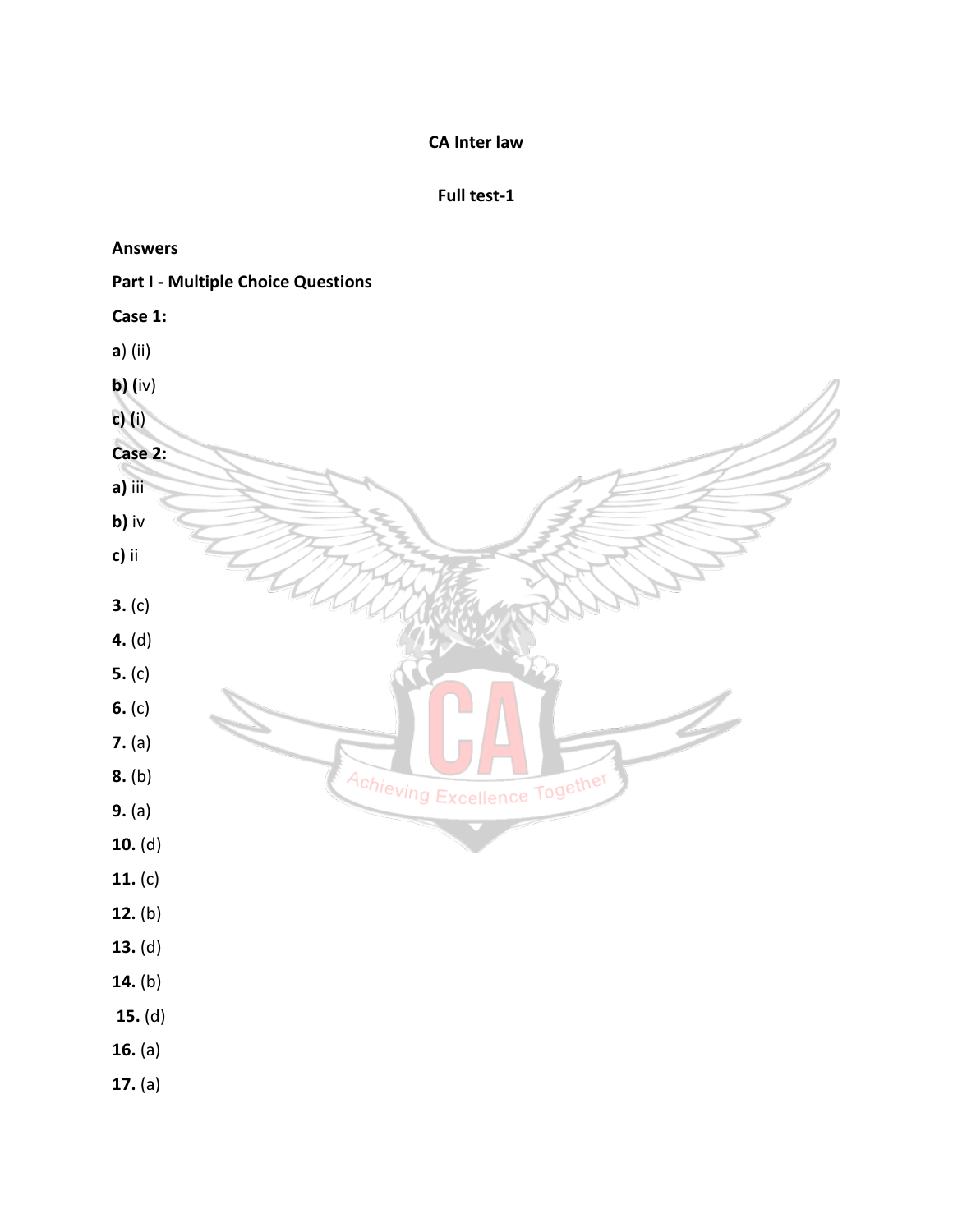**CA Inter law**

**Full test-1**

**Answers**

**Part I - Multiple Choice Questions**

**Case 1:**

**a**) (ii)

**b) (**iv)

**c) (**i)

**Case 2:**

**a)** iii

**b)** iv

**c)** ii

**3.** (c)

**4.** (d)

**5.** (c)

**6.** (c)

**7.** (a)

**8.** (b)

**9.** (a)

**10.** (d)

**11.** (c)

**12.** (b)

**13.** (d)

**14.** (b)

**15.** (d)

**16.** (a)

**17.** (a)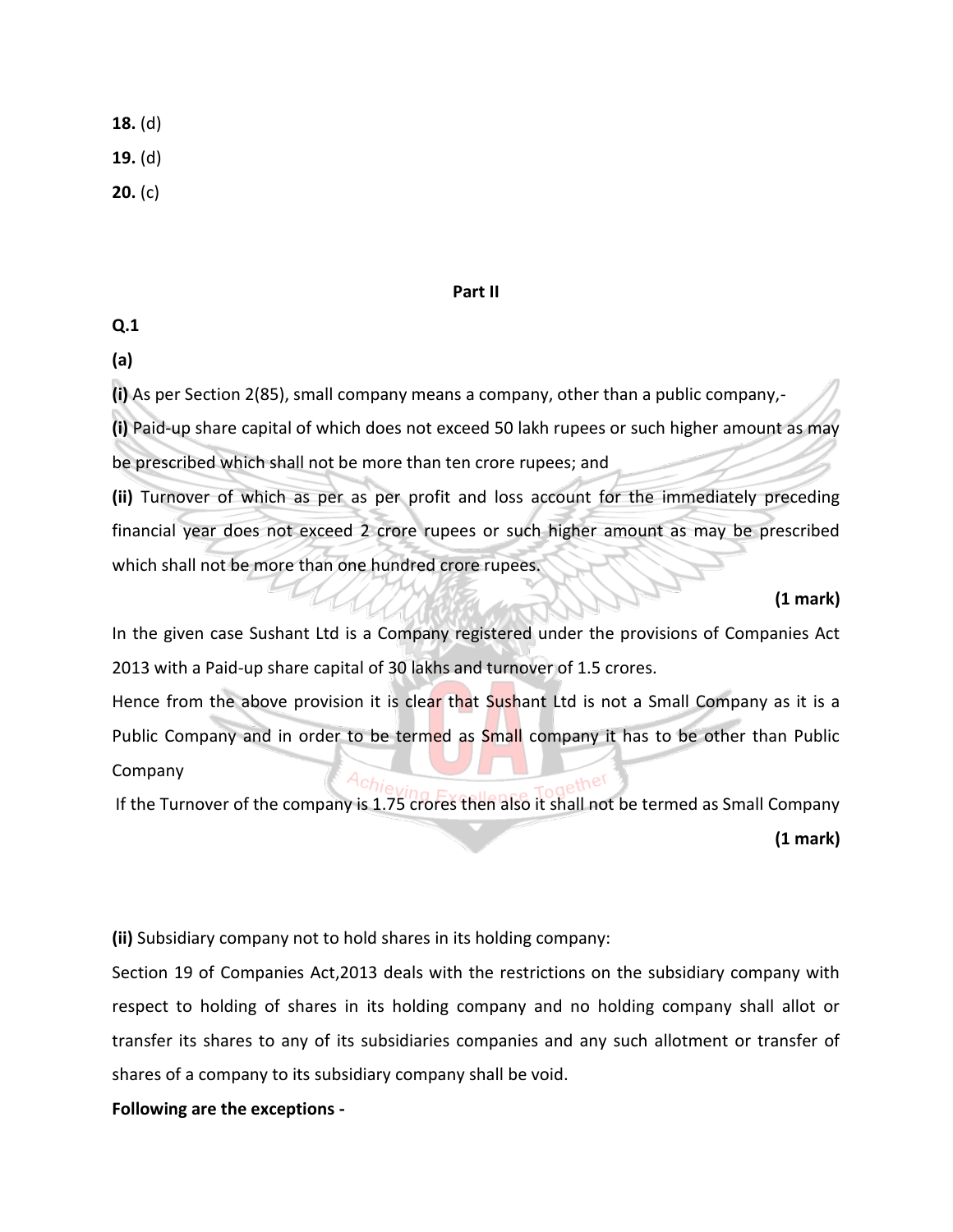**18.** (d)

**19.** (d)

**20.** (c)

**Part II**

**Q.1**

**(a)**

**(i)** As per Section 2(85), small company means a company, other than a public company,-

**(i)** Paid-up share capital of which does not exceed 50 lakh rupees or such higher amount as may be prescribed which shall not be more than ten crore rupees; and

**(ii)** Turnover of which as per as per profit and loss account for the immediately preceding financial year does not exceed 2 crore rupees or such higher amount as may be prescribed which shall not be more than one hundred crore rupees.

**(1 mark)**

In the given case Sushant Ltd is a Company registered under the provisions of Companies Act 2013 with a Paid-up share capital of 30 lakhs and turnover of 1.5 crores.

Hence from the above provision it is clear that Sushant Ltd is not a Small Company as it is a Public Company and in order to be termed as Small company it has to be other than Public Company

If the Turnover of the company is 1.75 crores then also it shall not be termed as Small Company

**(1 mark)**

**(ii)** Subsidiary company not to hold shares in its holding company:

Section 19 of Companies Act,2013 deals with the restrictions on the subsidiary company with respect to holding of shares in its holding company and no holding company shall allot or transfer its shares to any of its subsidiaries companies and any such allotment or transfer of shares of a company to its subsidiary company shall be void.

**Following are the exceptions -**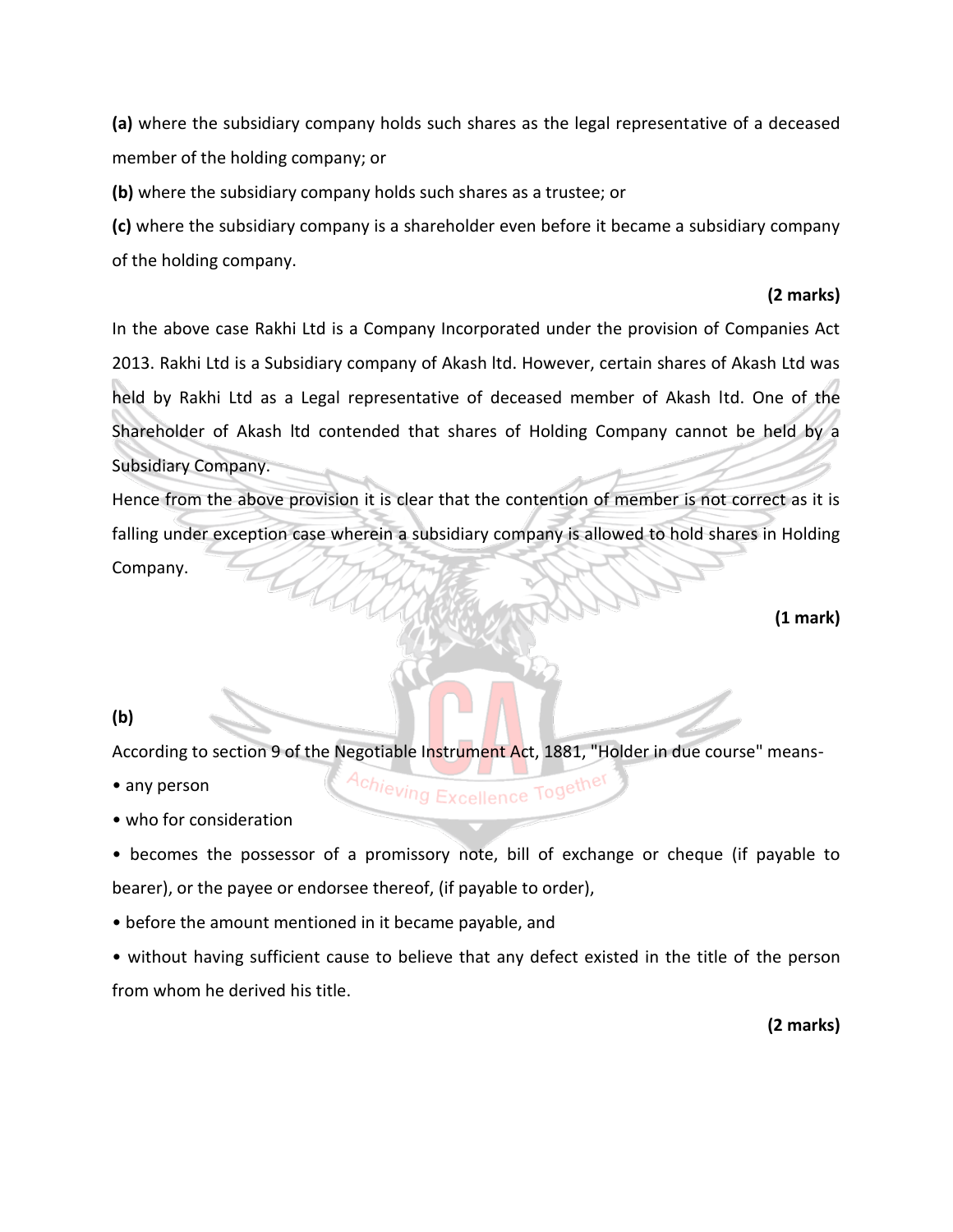**(a)** where the subsidiary company holds such shares as the legal representative of a deceased member of the holding company; or

**(b)** where the subsidiary company holds such shares as a trustee; or

**(c)** where the subsidiary company is a shareholder even before it became a subsidiary company of the holding company.

**(2 marks)**

In the above case Rakhi Ltd is a Company Incorporated under the provision of Companies Act 2013. Rakhi Ltd is a Subsidiary company of Akash ltd. However, certain shares of Akash Ltd was held by Rakhi Ltd as a Legal representative of deceased member of Akash ltd. One of the Shareholder of Akash ltd contended that shares of Holding Company cannot be held by a Subsidiary Company.

Hence from the above provision it is clear that the contention of member is not correct as it is falling under exception case wherein a subsidiary company is allowed to hold shares in Holding Company.

**(1 mark)**

**(b)**

According to section 9 of the Negotiable Instrument Act, 1881, "Holder in due course" means-

- any person
- who for consideration
- becomes the possessor of a promissory note, bill of exchange or cheque (if payable to bearer), or the payee or endorsee thereof, (if payable to order),
- before the amount mentioned in it became payable, and
- without having sufficient cause to believe that any defect existed in the title of the person from whom he derived his title.

**(2 marks)**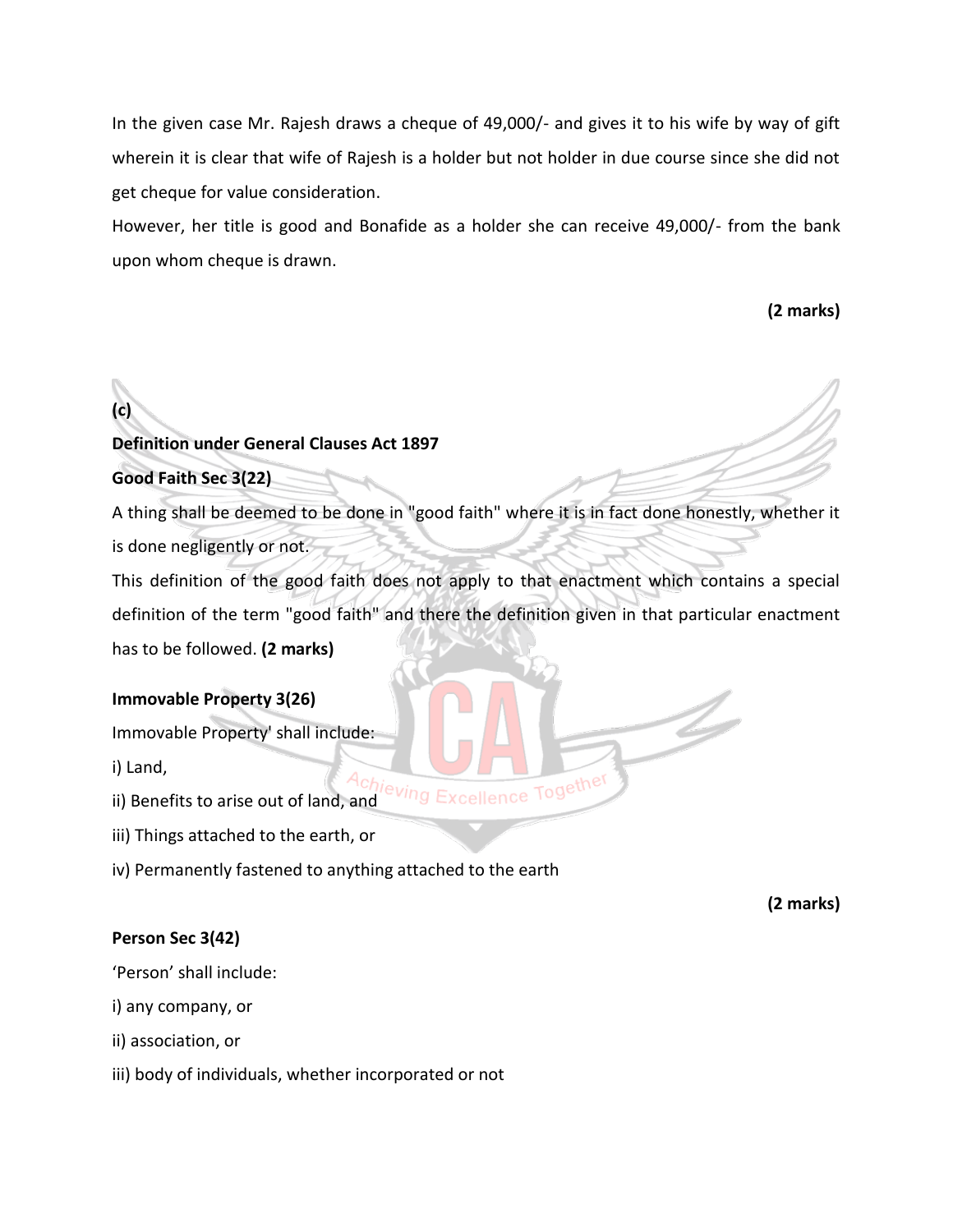In the given case Mr. Rajesh draws a cheque of 49,000/- and gives it to his wife by way of gift wherein it is clear that wife of Rajesh is a holder but not holder in due course since she did not get cheque for value consideration.

However, her title is good and Bonafide as a holder she can receive 49,000/- from the bank upon whom cheque is drawn.

**(2 marks)**

**(c)**

**Definition under General Clauses Act 1897**

**Good Faith Sec 3(22)**

A thing shall be deemed to be done in "good faith" where it is in fact done honestly, whether it is done negligently or not.

This definition of the good faith does not apply to that enactment which contains a special definition of the term "good faith" and there the definition given in that particular enactment has to be followed. **(2 marks)**

**Immovable Property 3(26)**

Immovable Property' shall include:

i) Land,

ii) Benefits to arise out of land, and

iii) Things attached to the earth, or

iv) Permanently fastened to anything attached to the earth

**(2 marks)**

**Person Sec 3(42)**

'Person' shall include:

i) any company, or

ii) association, or

iii) body of individuals, whether incorporated or not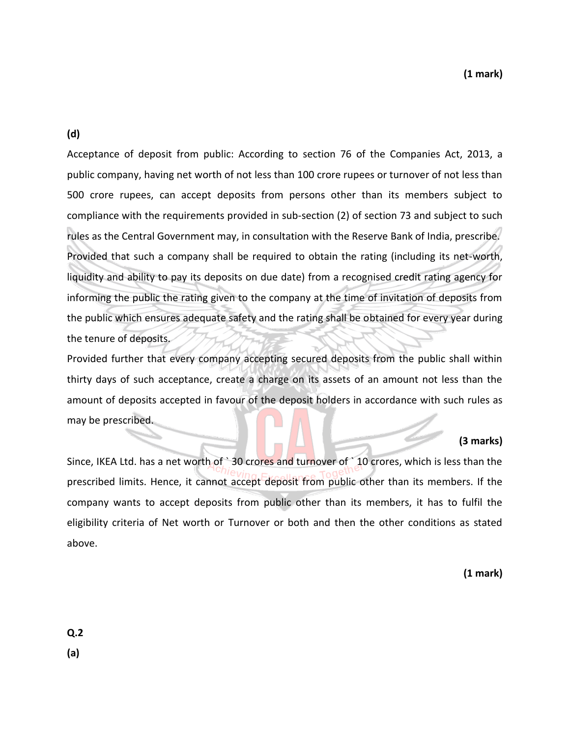**(1 mark)**

**(d)**

Acceptance of deposit from public: According to section 76 of the Companies Act, 2013, a public company, having net worth of not less than 100 crore rupees or turnover of not less than 500 crore rupees, can accept deposits from persons other than its members subject to compliance with the requirements provided in sub-section (2) of section 73 and subject to such rules as the Central Government may, in consultation with the Reserve Bank of India, prescribe.

Provided that such a company shall be required to obtain the rating (including its net-worth, liquidity and ability to pay its deposits on due date) from a recognised credit rating agency for informing the public the rating given to the company at the time of invitation of deposits from the public which ensures adequate safety and the rating shall be obtained for every year during the tenure of deposits.

Provided further that every company accepting secured deposits from the public shall within thirty days of such acceptance, create a charge on its assets of an amount not less than the amount of deposits accepted in favour of the deposit holders in accordance with such rules as may be prescribed.

**(3 marks)**

Since, IKEA Ltd. has a net worth of ` 30 crores and turnover of ` 10 crores, which is less than the prescribed limits. Hence, it cannot accept deposit from public other than its members. If the company wants to accept deposits from public other than its members, it has to fulfil the eligibility criteria of Net worth or Turnover or both and then the other conditions as stated above.

**(1 mark)**

**Q.2**

**(a)**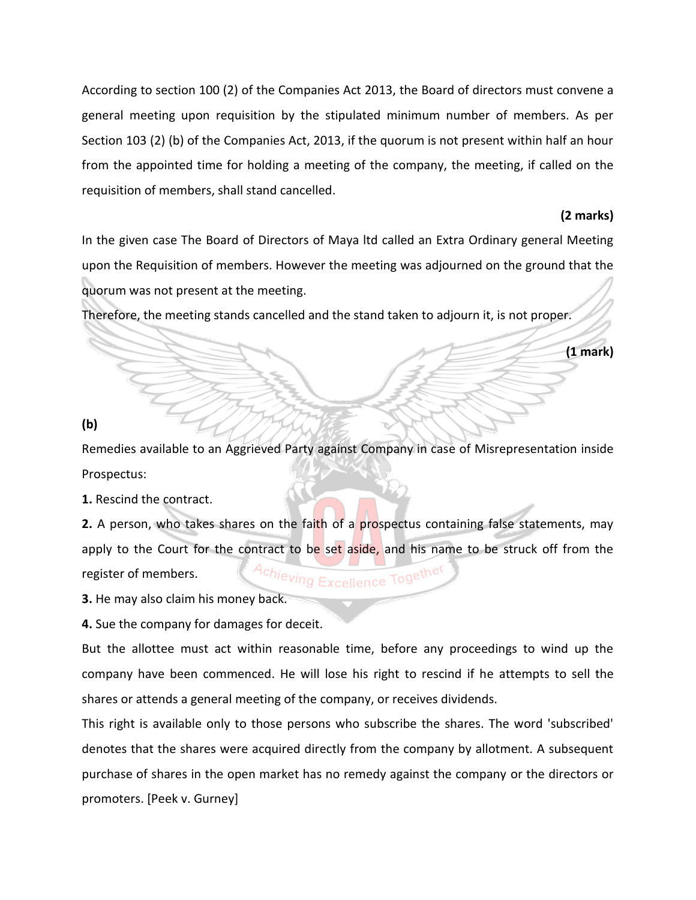According to section 100 (2) of the Companies Act 2013, the Board of directors must convene a general meeting upon requisition by the stipulated minimum number of members. As per Section 103 (2) (b) of the Companies Act, 2013, if the quorum is not present within half an hour from the appointed time for holding a meeting of the company, the meeting, if called on the requisition of members, shall stand cancelled.

**(2 marks)**

In the given case The Board of Directors of Maya ltd called an Extra Ordinary general Meeting upon the Requisition of members. However the meeting was adjourned on the ground that the quorum was not present at the meeting.

Therefore, the meeting stands cancelled and the stand taken to adjourn it, is not proper.

**(1 mark)**

**(b)**

Remedies available to an Aggrieved Party against Company in case of Misrepresentation inside Prospectus:

**1.** Rescind the contract.

**2.** A person, who takes shares on the faith of a prospectus containing false statements, may apply to the Court for the contract to be set aside, and his name to be struck off from the register of members.

**3.** He may also claim his money back.

**4.** Sue the company for damages for deceit.

But the allottee must act within reasonable time, before any proceedings to wind up the company have been commenced. He will lose his right to rescind if he attempts to sell the shares or attends a general meeting of the company, or receives dividends.

This right is available only to those persons who subscribe the shares. The word 'subscribed' denotes that the shares were acquired directly from the company by allotment. A subsequent purchase of shares in the open market has no remedy against the company or the directors or promoters. [Peek v. Gurney]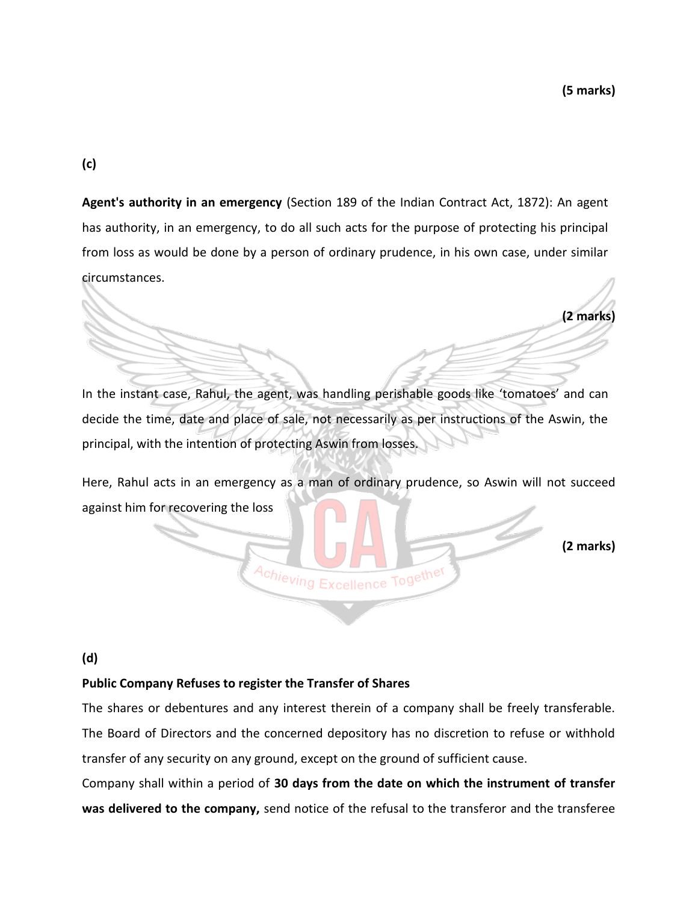**(5 marks)**

**(c)**

**Agent's authority in an emergency** (Section 189 of the Indian Contract Act, 1872): An agent has authority, in an emergency, to do all such acts for the purpose of protecting his principal from loss as would be done by a person of ordinary prudence, in his own case, under similar circumstances.

**(2 marks)**

In the instant case, Rahul, the agent, was handling perishable goods like 'tomatoes' and can decide the time, date and place of sale, not necessarily as per instructions of the Aswin, the principal, with the intention of protecting Aswin from losses.

Here, Rahul acts in an emergency as a man of ordinary prudence, so Aswin will not succeed against him for recovering the loss

**(2 marks)**

**(d)**

**Public Company Refuses to register the Transfer of Shares**

The shares or debentures and any interest therein of a company shall be freely transferable. The Board of Directors and the concerned depository has no discretion to refuse or withhold transfer of any security on any ground, except on the ground of sufficient cause.

Company shall within a period of **30 days from the date on which the instrument of transfer was delivered to the company,** send notice of the refusal to the transferor and the transferee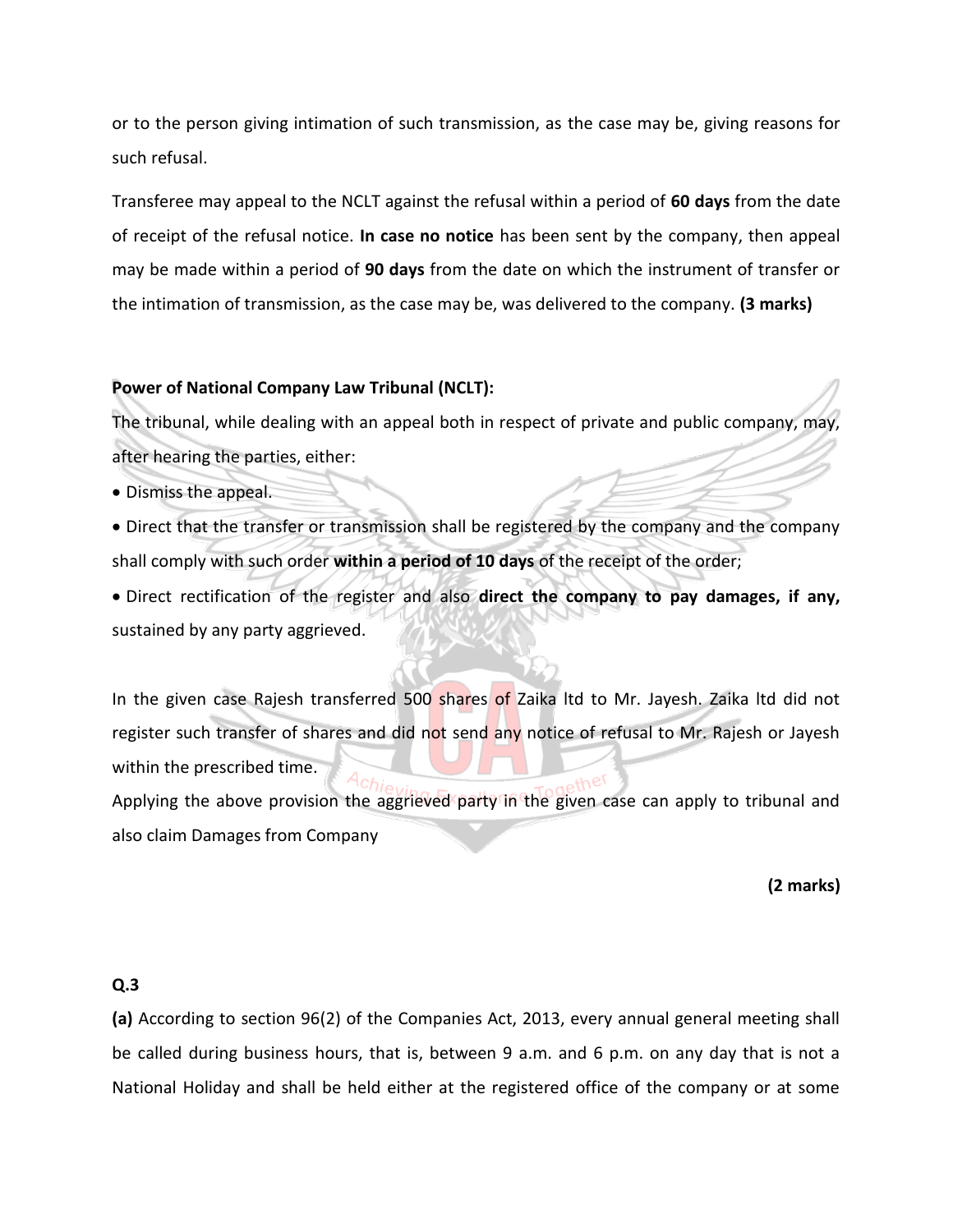or to the person giving intimation of such transmission, as the case may be, giving reasons for such refusal.

Transferee may appeal to the NCLT against the refusal within a period of **60 days** from the date of receipt of the refusal notice. **In case no notice** has been sent by the company, then appeal may be made within a period of **90 days** from the date on which the instrument of transfer or the intimation of transmission, as the case may be, was delivered to the company. **(3 marks)**

**Power of National Company Law Tribunal (NCLT):**

The tribunal, while dealing with an appeal both in respect of private and public company, may, after hearing the parties, either:

- Dismiss the appeal.
- Direct that the transfer or transmission shall be registered by the company and the company shall comply with such order **within a period of 10 days** of the receipt of the order;
- Direct rectification of the register and also **direct the company to pay damages, if any,** sustained by any party aggrieved.

In the given case Rajesh transferred 500 shares of Zaika ltd to Mr. Jayesh. Zaika ltd did not register such transfer of shares and did not send any notice of refusal to Mr. Rajesh or Jayesh within the prescribed time.

Applying the above provision the aggrieved party in the given case can apply to tribunal and also claim Damages from Company

**(2 marks)**

**Q.3**

**(a)** According to section 96(2) of the Companies Act, 2013, every annual general meeting shall be called during business hours, that is, between 9 a.m. and 6 p.m. on any day that is not a National Holiday and shall be held either at the registered office of the company or at some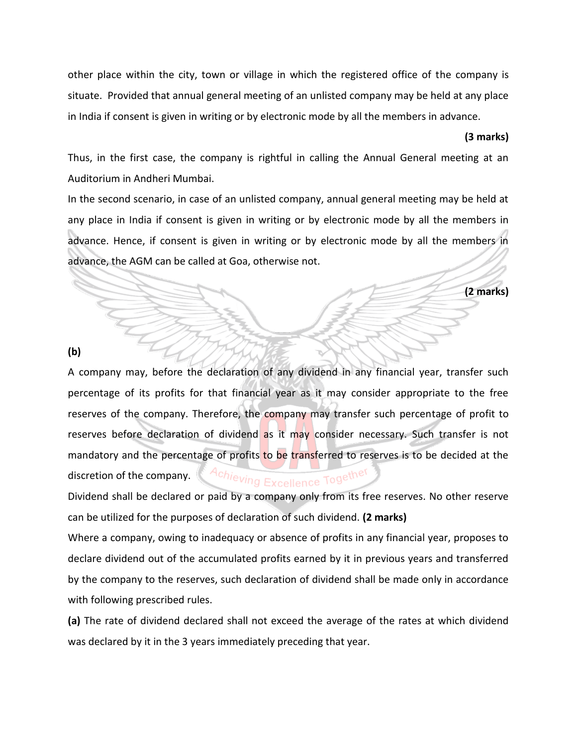other place within the city, town or village in which the registered office of the company is situate. Provided that annual general meeting of an unlisted company may be held at any place in India if consent is given in writing or by electronic mode by all the members in advance.

**(3 marks)**

Thus, in the first case, the company is rightful in calling the Annual General meeting at an Auditorium in Andheri Mumbai.

In the second scenario, in case of an unlisted company, annual general meeting may be held at any place in India if consent is given in writing or by electronic mode by all the members in advance. Hence, if consent is given in writing or by electronic mode by all the members in advance, the AGM can be called at Goa, otherwise not.

**(2 marks)**

**(b)**

A company may, before the declaration of any dividend in any financial year, transfer such percentage of its profits for that financial year as it may consider appropriate to the free reserves of the company. Therefore, the company may transfer such percentage of profit to reserves before declaration of dividend as it may consider necessary. Such transfer is not mandatory and the percentage of profits to be transferred to reserves is to be decided at the discretion of the company.

Dividend shall be declared or paid by a company only from its free reserves. No other reserve can be utilized for the purposes of declaration of such dividend. **(2 marks)**

Where a company, owing to inadequacy or absence of profits in any financial year, proposes to declare dividend out of the accumulated profits earned by it in previous years and transferred by the company to the reserves, such declaration of dividend shall be made only in accordance with following prescribed rules.

**(a)** The rate of dividend declared shall not exceed the average of the rates at which dividend was declared by it in the 3 years immediately preceding that year.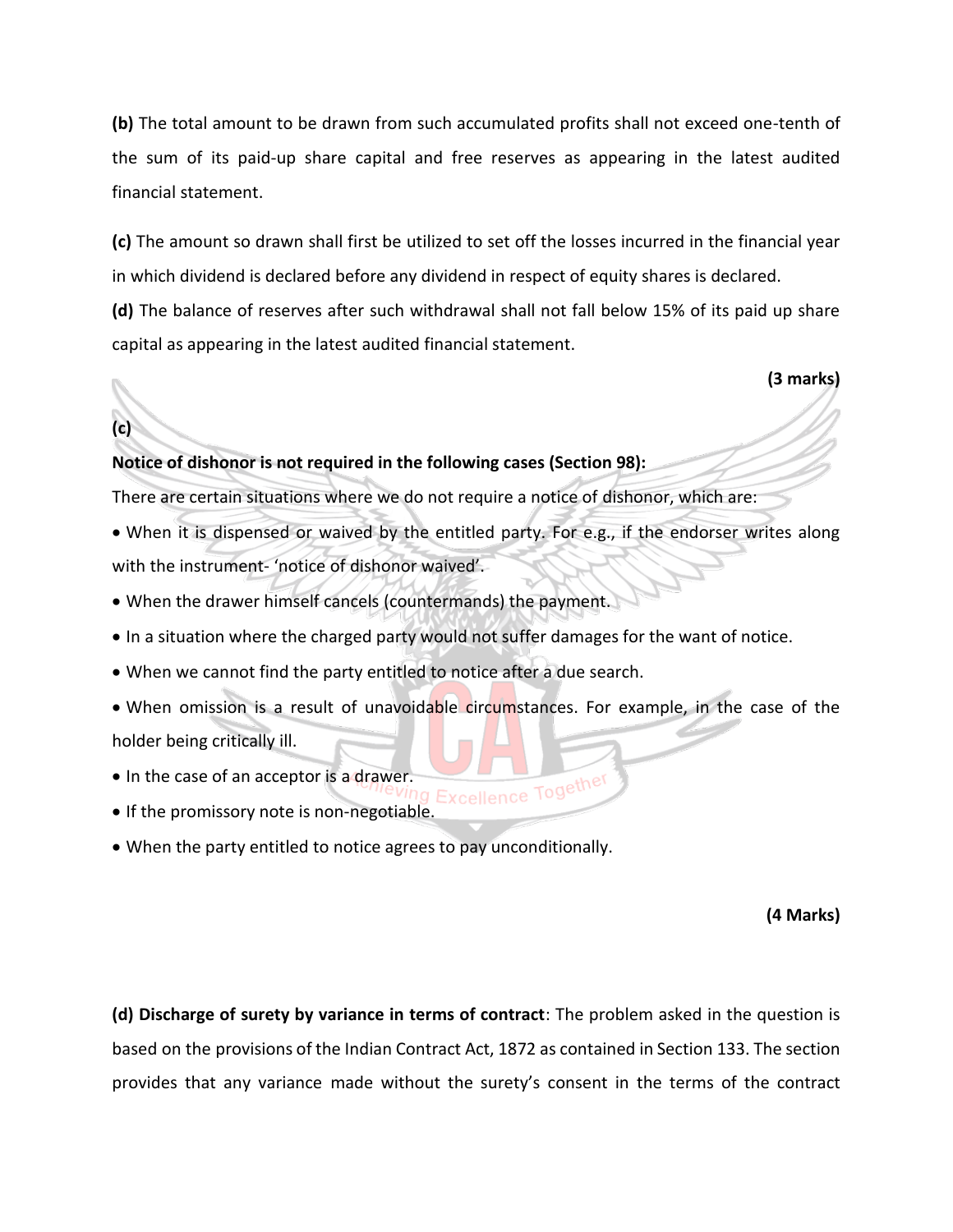**(b)** The total amount to be drawn from such accumulated profits shall not exceed one-tenth of the sum of its paid-up share capital and free reserves as appearing in the latest audited financial statement.

**(c)** The amount so drawn shall first be utilized to set off the losses incurred in the financial year in which dividend is declared before any dividend in respect of equity shares is declared.

**(d)** The balance of reserves after such withdrawal shall not fall below 15% of its paid up share capital as appearing in the latest audited financial statement.

**(3 marks)**

**(c)**

**Notice of dishonor is not required in the following cases (Section 98):**

There are certain situations where we do not require a notice of dishonor, which are:

- When it is dispensed or waived by the entitled party. For e.g., if the endorser writes along with the instrument- 'notice of dishonor waived'.
- When the drawer himself cancels (countermands) the payment.
- In a situation where the charged party would not suffer damages for the want of notice.
- When we cannot find the party entitled to notice after a due search.
- When omission is a result of unavoidable circumstances. For example, in the case of the holder being critically ill.
- In the case of an acceptor is a drawer.
- If the promissory note is non-negotiable.
- When the party entitled to notice agrees to pay unconditionally.

**(4 Marks)**

**(d) Discharge of surety by variance in terms of contract**: The problem asked in the question is based on the provisions of the Indian Contract Act, 1872 as contained in Section 133. The section provides that any variance made without the surety's consent in the terms of the contract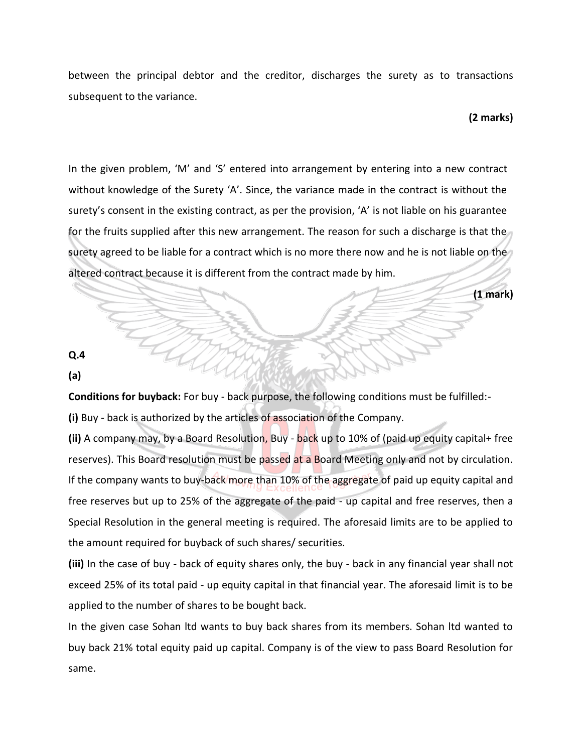between the principal debtor and the creditor, discharges the surety as to transactions subsequent to the variance.

**(2 marks)**

In the given problem, 'M' and 'S' entered into arrangement by entering into a new contract without knowledge of the Surety 'A'. Since, the variance made in the contract is without the surety's consent in the existing contract, as per the provision, 'A' is not liable on his guarantee for the fruits supplied after this new arrangement. The reason for such a discharge is that the surety agreed to be liable for a contract which is no more there now and he is not liable on the altered contract because it is different from the contract made by him.

**(1 mark)**

**Q.4**

**(a)**

**Conditions for buyback:** For buy - back purpose, the following conditions must be fulfilled:-

**(i)** Buy - back is authorized by the articles of association of the Company.

**(ii)** A company may, by a Board Resolution, Buy - back up to 10% of (paid up equity capital+ free reserves). This Board resolution must be passed at a Board Meeting only and not by circulation. If the company wants to buy-back more than 10% of the aggregate of paid up equity capital and free reserves but up to 25% of the aggregate of the paid - up capital and free reserves, then a Special Resolution in the general meeting is required. The aforesaid limits are to be applied to the amount required for buyback of such shares/ securities.

**(iii)** In the case of buy - back of equity shares only, the buy - back in any financial year shall not exceed 25% of its total paid - up equity capital in that financial year. The aforesaid limit is to be applied to the number of shares to be bought back.

In the given case Sohan ltd wants to buy back shares from its members. Sohan ltd wanted to buy back 21% total equity paid up capital. Company is of the view to pass Board Resolution for same.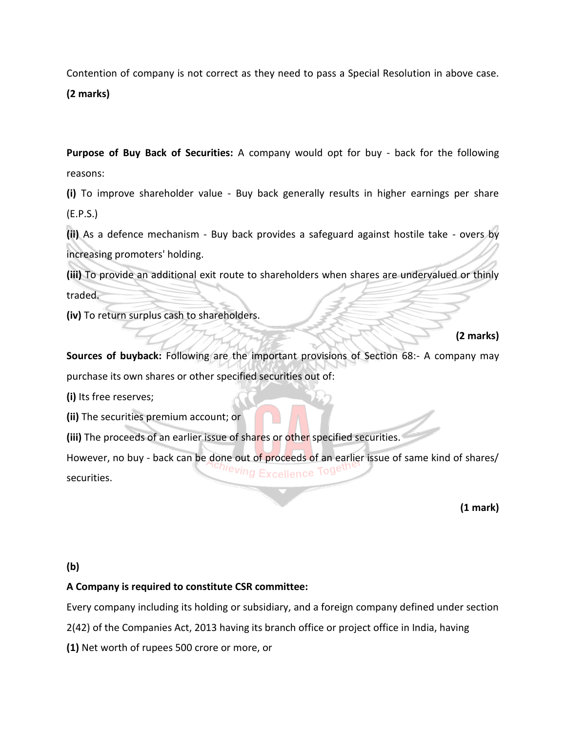Contention of company is not correct as they need to pass a Special Resolution in above case. **(2 marks)**

**Purpose of Buy Back of Securities:** A company would opt for buy - back for the following reasons:

**(i)** To improve shareholder value - Buy back generally results in higher earnings per share (E.P.S.)

**(ii)** As a defence mechanism - Buy back provides a safeguard against hostile take - overs by increasing promoters' holding.

**(iii)** To provide an additional exit route to shareholders when shares are undervalued or thinly traded.

**(iv)** To return surplus cash to shareholders.

**(2 marks)**

**Sources of buyback:** Following are the important provisions of Section 68:- A company may purchase its own shares or other specified securities out of:

**(i)** Its free reserves;

**(ii)** The securities premium account; or

**(iii)** The proceeds of an earlier issue of shares or other specified securities.

However, no buy - back can be done out of proceeds of an earlier issue of same kind of shares/ securities.

**(1 mark)**

**(b)**

**A Company is required to constitute CSR committee:**

Every company including its holding or subsidiary, and a foreign company defined under section 2(42) of the Companies Act, 2013 having its branch office or project office in India, having

**(1)** Net worth of rupees 500 crore or more, or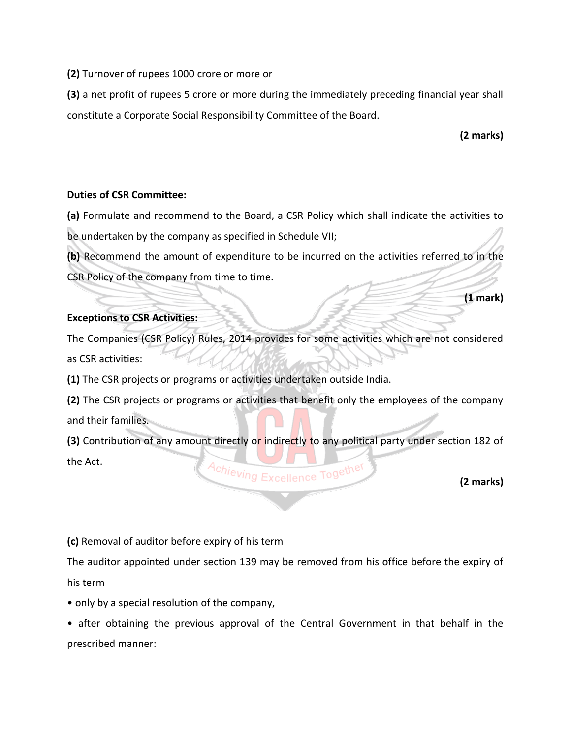**(2)** Turnover of rupees 1000 crore or more or

**(3)** a net profit of rupees 5 crore or more during the immediately preceding financial year shall constitute a Corporate Social Responsibility Committee of the Board.

**(2 marks)**

**Duties of CSR Committee:**

**(a)** Formulate and recommend to the Board, a CSR Policy which shall indicate the activities to be undertaken by the company as specified in Schedule VII;

**(b)** Recommend the amount of expenditure to be incurred on the activities referred to in the CSR Policy of the company from time to time.

**(1 mark)**

**Exceptions to CSR Activities:**

The Companies (CSR Policy) Rules, 2014 provides for some activities which are not considered as CSR activities:

**(1)** The CSR projects or programs or activities undertaken outside India.

**(2)** The CSR projects or programs or activities that benefit only the employees of the company and their families.

**(3)** Contribution of any amount directly or indirectly to any political party under section 182 of the Act.

**(2 marks)**

**(c)** Removal of auditor before expiry of his term

The auditor appointed under section 139 may be removed from his office before the expiry of his term

- only by a special resolution of the company,
- after obtaining the previous approval of the Central Government in that behalf in the prescribed manner: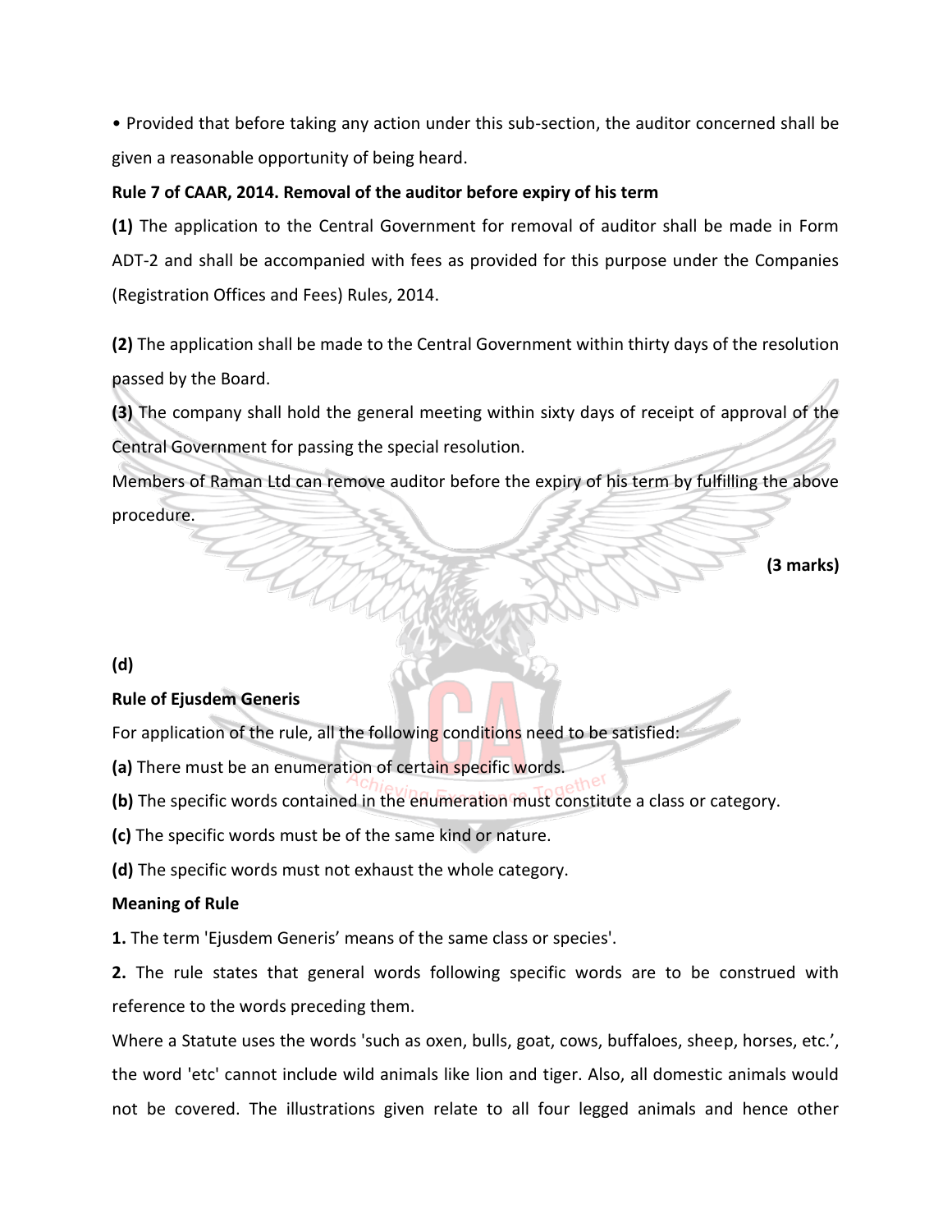• Provided that before taking any action under this sub-section, the auditor concerned shall be given a reasonable opportunity of being heard.

**Rule 7 of CAAR, 2014. Removal of the auditor before expiry of his term**

**(1)** The application to the Central Government for removal of auditor shall be made in Form ADT-2 and shall be accompanied with fees as provided for this purpose under the Companies (Registration Offices and Fees) Rules, 2014.

**(2)** The application shall be made to the Central Government within thirty days of the resolution passed by the Board.

**(3)** The company shall hold the general meeting within sixty days of receipt of approval of the Central Government for passing the special resolution.

Members of Raman Ltd can remove auditor before the expiry of his term by fulfilling the above procedure.

**(3 marks)**

**(d)**

**Rule of Ejusdem Generis**

For application of the rule, all the following conditions need to be satisfied:

**(a)** There must be an enumeration of certain specific words.

**(b)** The specific words contained in the enumeration must constitute a class or category.

**(c)** The specific words must be of the same kind or nature.

**(d)** The specific words must not exhaust the whole category.

**Meaning of Rule**

**1.** The term 'Ejusdem Generis' means of the same class or species'.

**2.** The rule states that general words following specific words are to be construed with reference to the words preceding them.

Where a Statute uses the words 'such as oxen, bulls, goat, cows, buffaloes, sheep, horses, etc.', the word 'etc' cannot include wild animals like lion and tiger. Also, all domestic animals would not be covered. The illustrations given relate to all four legged animals and hence other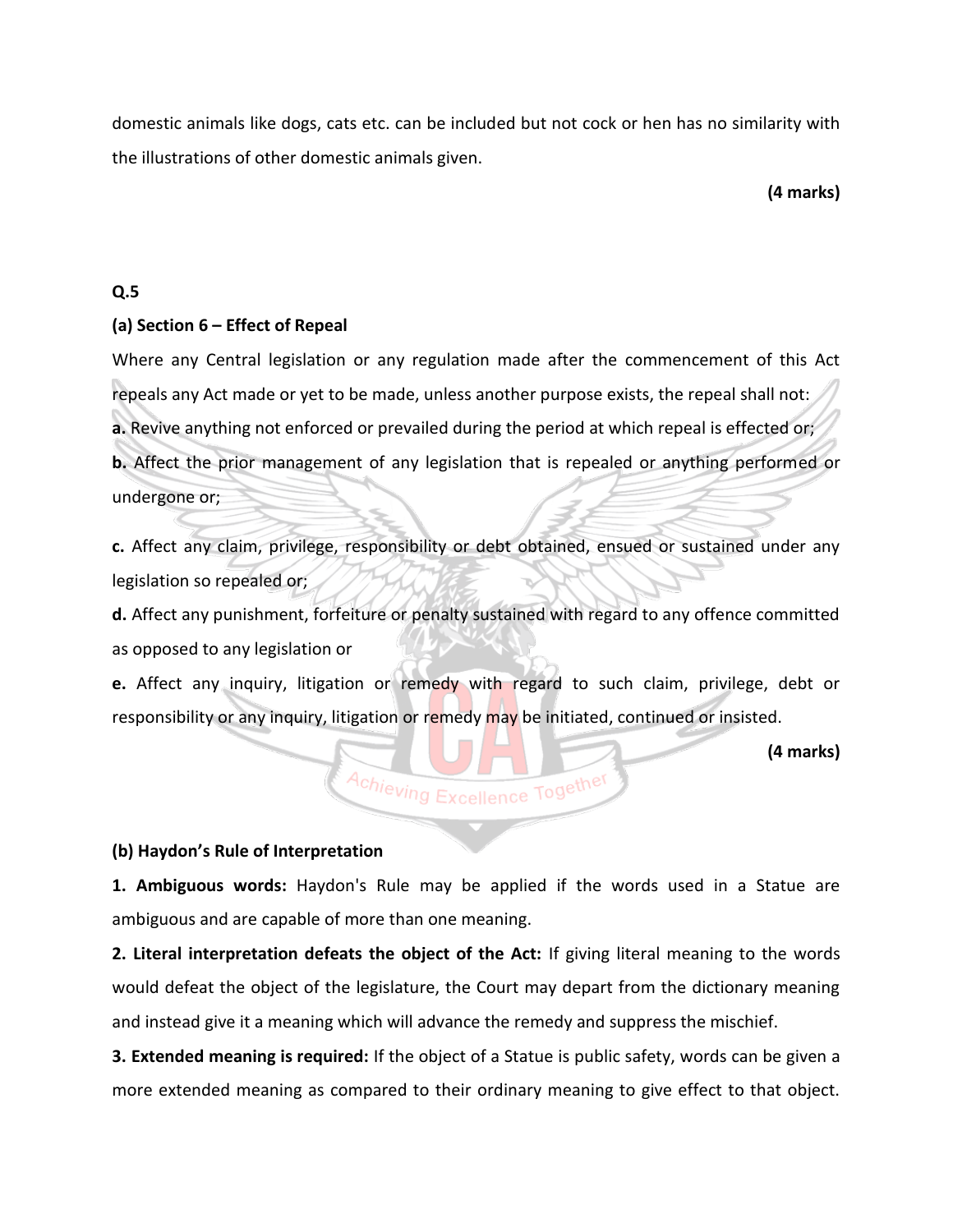domestic animals like dogs, cats etc. can be included but not cock or hen has no similarity with the illustrations of other domestic animals given.

**(4 marks)**

**Q.5**

**(a) Section 6 – Effect of Repeal**

Where any Central legislation or any regulation made after the commencement of this Act repeals any Act made or yet to be made, unless another purpose exists, the repeal shall not:

**a.** Revive anything not enforced or prevailed during the period at which repeal is effected or;

**b.** Affect the prior management of any legislation that is repealed or anything performed or undergone or;

**c.** Affect any claim, privilege, responsibility or debt obtained, ensued or sustained under any legislation so repealed or;

**d.** Affect any punishment, forfeiture or penalty sustained with regard to any offence committed as opposed to any legislation or

**e.** Affect any inquiry, litigation or remedy with regard to such claim, privilege, debt or responsibility or any inquiry, litigation or remedy may be initiated, continued or insisted.

**(4 marks)**

**(b) Haydon's Rule of Interpretation**

**1. Ambiguous words:** Haydon's Rule may be applied if the words used in a Statue are ambiguous and are capable of more than one meaning.

**2. Literal interpretation defeats the object of the Act:** If giving literal meaning to the words would defeat the object of the legislature, the Court may depart from the dictionary meaning and instead give it a meaning which will advance the remedy and suppress the mischief.

**3. Extended meaning is required:** If the object of a Statue is public safety, words can be given a more extended meaning as compared to their ordinary meaning to give effect to that object.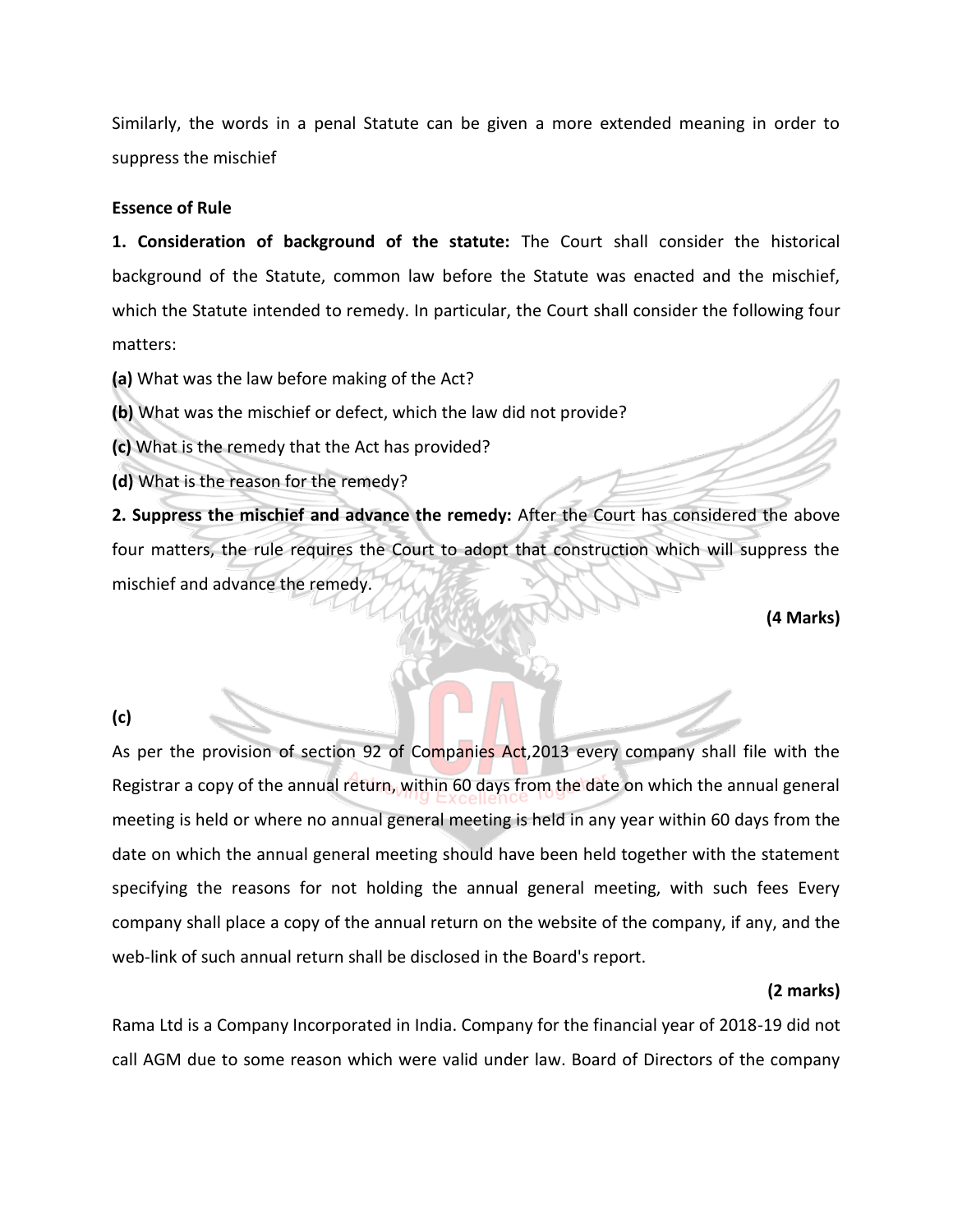Similarly, the words in a penal Statute can be given a more extended meaning in order to suppress the mischief

**Essence of Rule**

**1. Consideration of background of the statute:** The Court shall consider the historical background of the Statute, common law before the Statute was enacted and the mischief, which the Statute intended to remedy. In particular, the Court shall consider the following four matters:

**(a)** What was the law before making of the Act?

**(b)** What was the mischief or defect, which the law did not provide?

**(c)** What is the remedy that the Act has provided?

**(d)** What is the reason for the remedy?

**2. Suppress the mischief and advance the remedy:** After the Court has considered the above four matters, the rule requires the Court to adopt that construction which will suppress the mischief and advance the remedy.

**(4 Marks)**

**(c)**

As per the provision of section 92 of Companies Act,2013 every company shall file with the Registrar a copy of the annual return, within 60 days from the date on which the annual general meeting is held or where no annual general meeting is held in any year within 60 days from the date on which the annual general meeting should have been held together with the statement specifying the reasons for not holding the annual general meeting, with such fees Every company shall place a copy of the annual return on the website of the company, if any, and the web-link of such annual return shall be disclosed in the Board's report.

**(2 marks)**

Rama Ltd is a Company Incorporated in India. Company for the financial year of 2018-19 did not call AGM due to some reason which were valid under law. Board of Directors of the company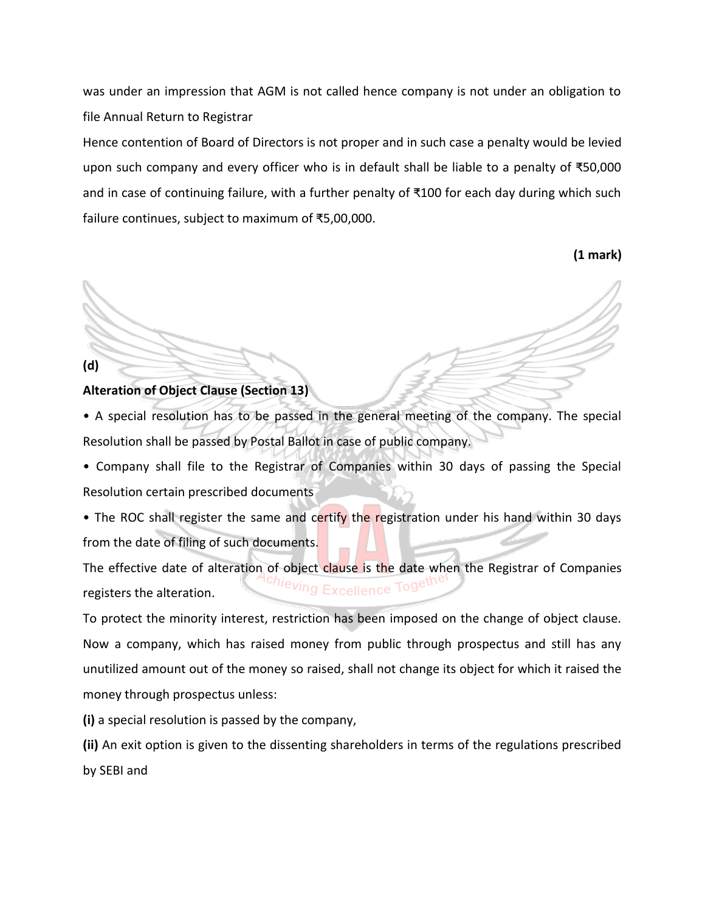was under an impression that AGM is not called hence company is not under an obligation to file Annual Return to Registrar

Hence contention of Board of Directors is not proper and in such case a penalty would be levied upon such company and every officer who is in default shall be liable to a penalty of ₹50,000 and in case of continuing failure, with a further penalty of ₹100 for each day during which such failure continues, subject to maximum of ₹5,00,000.

**(1 mark)**

**(d)**

**Alteration of Object Clause (Section 13)**

• A special resolution has to be passed in the general meeting of the company. The special Resolution shall be passed by Postal Ballot in case of public company.

• Company shall file to the Registrar of Companies within 30 days of passing the Special Resolution certain prescribed documents

• The ROC shall register the same and certify the registration under his hand within 30 days from the date of filing of such documents.

The effective date of alteration of object clause is the date when the Registrar of Companies registers the alteration.

To protect the minority interest, restriction has been imposed on the change of object clause. Now a company, which has raised money from public through prospectus and still has any unutilized amount out of the money so raised, shall not change its object for which it raised the money through prospectus unless:

**(i)** a special resolution is passed by the company,

**(ii)** An exit option is given to the dissenting shareholders in terms of the regulations prescribed by SEBI and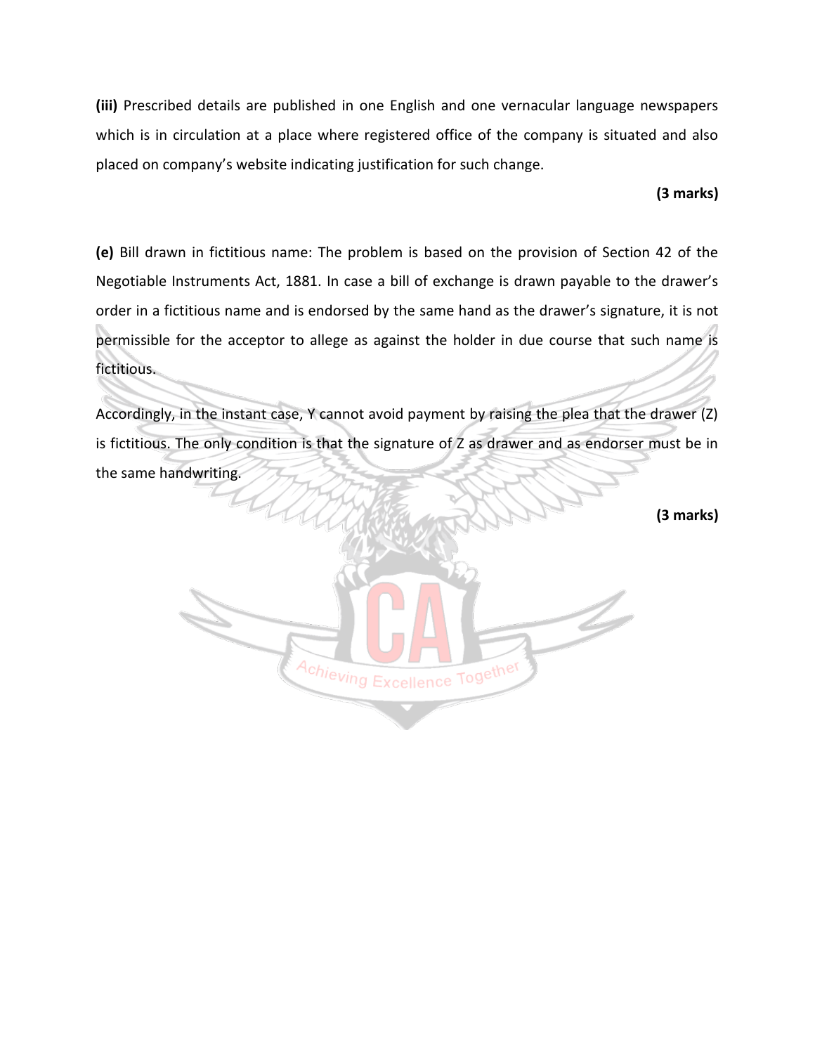**(iii)** Prescribed details are published in one English and one vernacular language newspapers which is in circulation at a place where registered office of the company is situated and also placed on company's website indicating justification for such change.

**(3 marks)**

**(e)** Bill drawn in fictitious name: The problem is based on the provision of Section 42 of the Negotiable Instruments Act, 1881. In case a bill of exchange is drawn payable to the drawer's order in a fictitious name and is endorsed by the same hand as the drawer's signature, it is not permissible for the acceptor to allege as against the holder in due course that such name is fictitious.

Accordingly, in the instant case, Y cannot avoid payment by raising the plea that the drawer (Z) is fictitious. The only condition is that the signature of Z as drawer and as endorser must be in the same handwriting.

**(3 marks)**